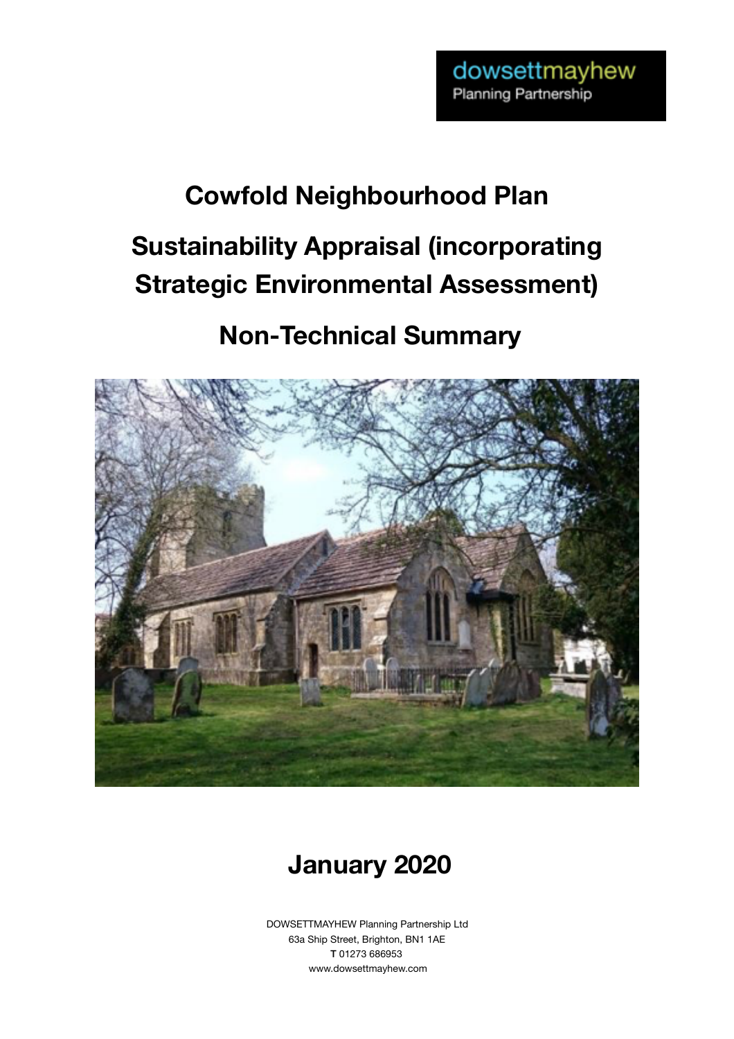dowsettmayhew
Planning Partnership

# Cowfold Neighbourhood Plan

# Sustainability Appraisal (incorporating Strategic Environmental Assessment)

# Non-Technical Summary

## January 2020

DOWSETTMAYHEW Planning Partnership Ltd
63a Ship Street, Brighton, BN1 1AE
**T** 01273 686953
www.dowsettmayhew.com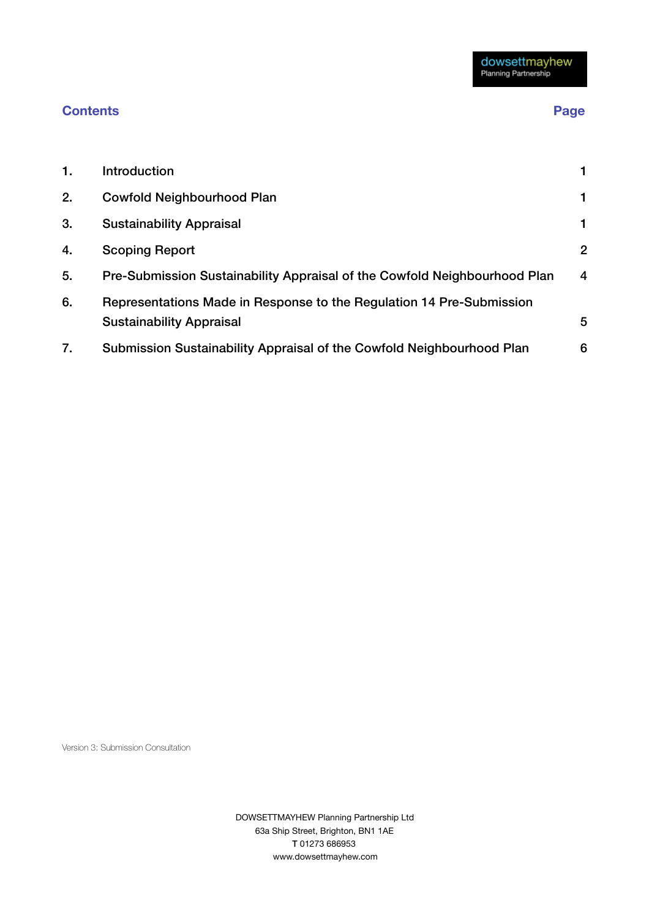## Contents

| | Contents | Page |
|---|---|---|
| 1. | Introduction | 1 |
| 2. | Cowfold Neighbourhood Plan | 1 |
| 3. | Sustainability Appraisal | 1 |
| 4. | Scoping Report | 2 |
| 5. | Pre-Submission Sustainability Appraisal of the Cowfold Neighbourhood Plan | 4 |
| 6. | Representations Made in Response to the Regulation 14 Pre-Submission Sustainability Appraisal | 5 |
| 7. | Submission Sustainability Appraisal of the Cowfold Neighbourhood Plan | 6 |

Version 3: Submission Consultation

DOWSETTMAYHEW Planning Partnership Ltd
63a Ship Street, Brighton, BN1 1AE
**T** 01273 686953
www.dowsettmayhew.com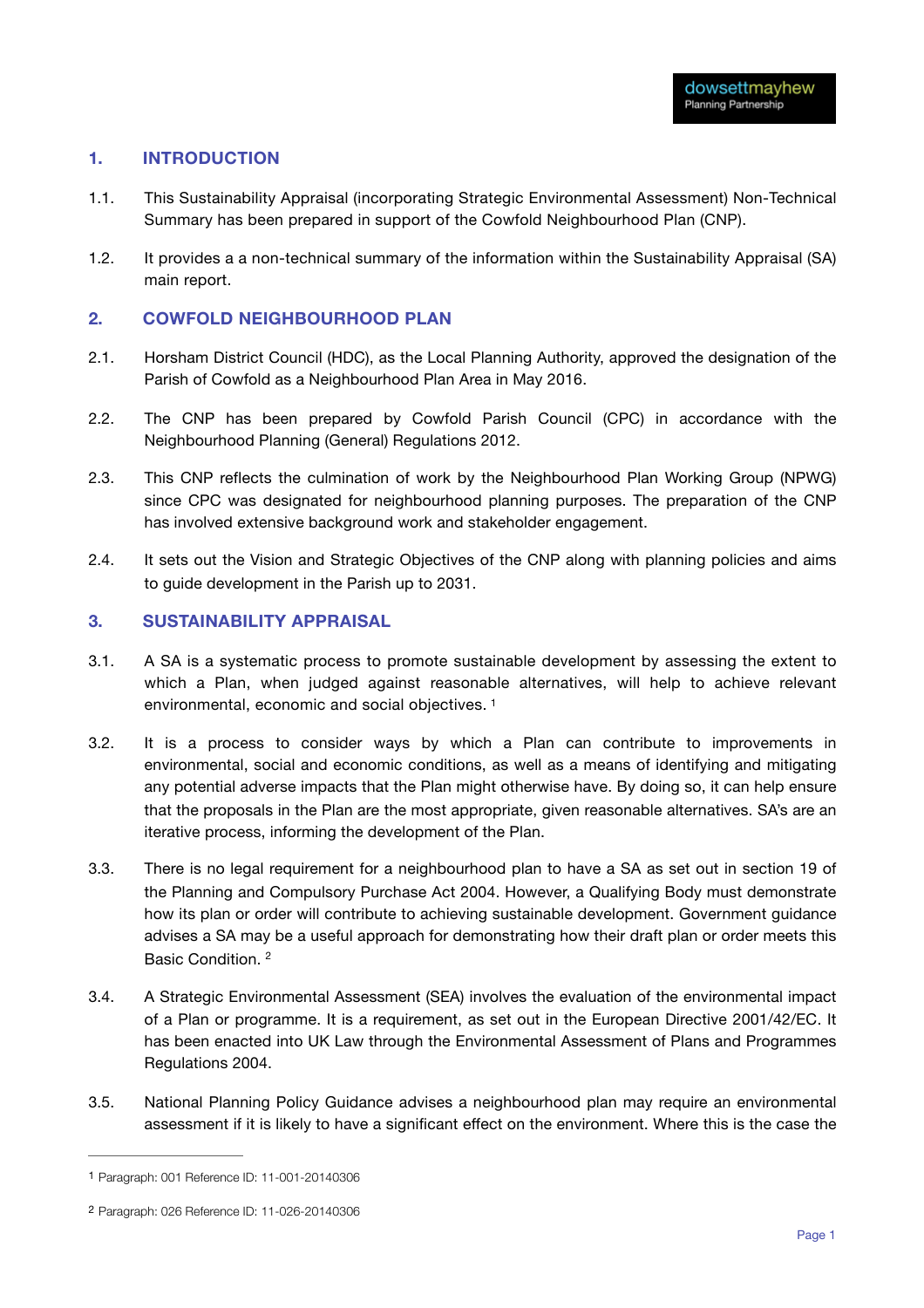## 1. INTRODUCTION

1.1. This Sustainability Appraisal (incorporating Strategic Environmental Assessment) Non-Technical Summary has been prepared in support of the Cowfold Neighbourhood Plan (CNP).

1.2. It provides a a non-technical summary of the information within the Sustainability Appraisal (SA) main report.

## 2. COWFOLD NEIGHBOURHOOD PLAN

2.1. Horsham District Council (HDC), as the Local Planning Authority, approved the designation of the Parish of Cowfold as a Neighbourhood Plan Area in May 2016.

2.2. The CNP has been prepared by Cowfold Parish Council (CPC) in accordance with the Neighbourhood Planning (General) Regulations 2012.

2.3. This CNP reflects the culmination of work by the Neighbourhood Plan Working Group (NPWG) since CPC was designated for neighbourhood planning purposes. The preparation of the CNP has involved extensive background work and stakeholder engagement.

2.4. It sets out the Vision and Strategic Objectives of the CNP along with planning policies and aims to guide development in the Parish up to 2031.

## 3. SUSTAINABILITY APPRAISAL

3.1. A SA is a systematic process to promote sustainable development by assessing the extent to which a Plan, when judged against reasonable alternatives, will help to achieve relevant environmental, economic and social objectives. [1]

3.2. It is a process to consider ways by which a Plan can contribute to improvements in environmental, social and economic conditions, as well as a means of identifying and mitigating any potential adverse impacts that the Plan might otherwise have. By doing so, it can help ensure that the proposals in the Plan are the most appropriate, given reasonable alternatives. SA's are an iterative process, informing the development of the Plan.

3.3. There is no legal requirement for a neighbourhood plan to have a SA as set out in section 19 of the Planning and Compulsory Purchase Act 2004. However, a Qualifying Body must demonstrate how its plan or order will contribute to achieving sustainable development. Government guidance advises a SA may be a useful approach for demonstrating how their draft plan or order meets this Basic Condition. [2]

3.4. A Strategic Environmental Assessment (SEA) involves the evaluation of the environmental impact of a Plan or programme. It is a requirement, as set out in the European Directive 2001/42/EC. It has been enacted into UK Law through the Environmental Assessment of Plans and Programmes Regulations 2004.

3.5. National Planning Policy Guidance advises a neighbourhood plan may require an environmental assessment if it is likely to have a significant effect on the environment. Where this is the case the

---

[1] Paragraph: 001 Reference ID: 11-001-20140306

[2] Paragraph: 026 Reference ID: 11-026-20140306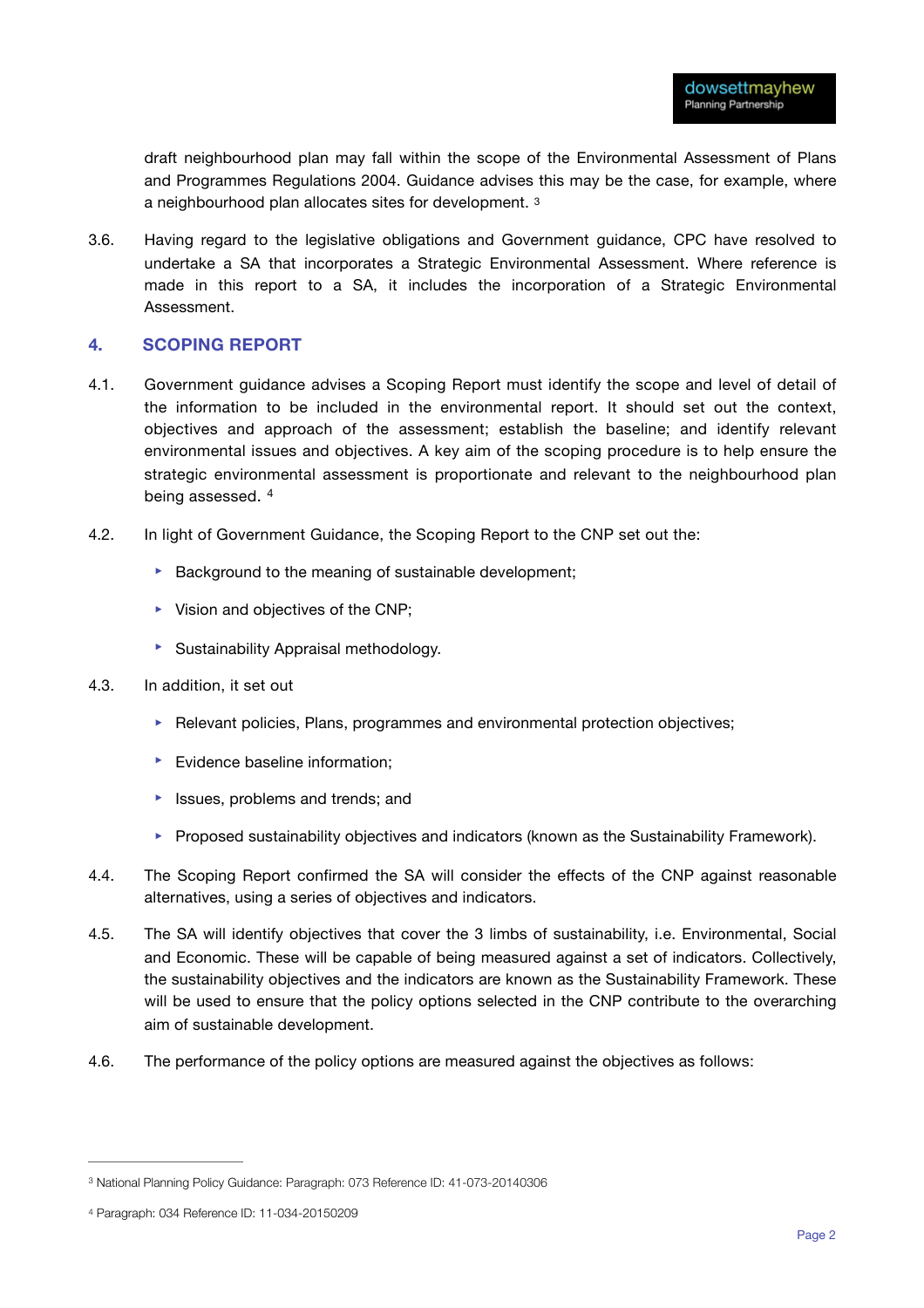draft neighbourhood plan may fall within the scope of the Environmental Assessment of Plans and Programmes Regulations 2004. Guidance advises this may be the case, for example, where a neighbourhood plan allocates sites for development. [3]

3.6. Having regard to the legislative obligations and Government guidance, CPC have resolved to undertake a SA that incorporates a Strategic Environmental Assessment. Where reference is made in this report to a SA, it includes the incorporation of a Strategic Environmental Assessment.

## 4. SCOPING REPORT

4.1. Government guidance advises a Scoping Report must identify the scope and level of detail of the information to be included in the environmental report. It should set out the context, objectives and approach of the assessment; establish the baseline; and identify relevant environmental issues and objectives. A key aim of the scoping procedure is to help ensure the strategic environmental assessment is proportionate and relevant to the neighbourhood plan being assessed. [4]

4.2. In light of Government Guidance, the Scoping Report to the CNP set out the:

- Background to the meaning of sustainable development;
- Vision and objectives of the CNP;
- Sustainability Appraisal methodology.

4.3. In addition, it set out

- Relevant policies, Plans, programmes and environmental protection objectives;
- Evidence baseline information;
- Issues, problems and trends; and
- Proposed sustainability objectives and indicators (known as the Sustainability Framework).

4.4. The Scoping Report confirmed the SA will consider the effects of the CNP against reasonable alternatives, using a series of objectives and indicators.

4.5. The SA will identify objectives that cover the 3 limbs of sustainability, i.e. Environmental, Social and Economic. These will be capable of being measured against a set of indicators. Collectively, the sustainability objectives and the indicators are known as the Sustainability Framework. These will be used to ensure that the policy options selected in the CNP contribute to the overarching aim of sustainable development.

4.6. The performance of the policy options are measured against the objectives as follows:

---

[3] National Planning Policy Guidance: Paragraph: 073 Reference ID: 41-073-20140306

[4] Paragraph: 034 Reference ID: 11-034-20150209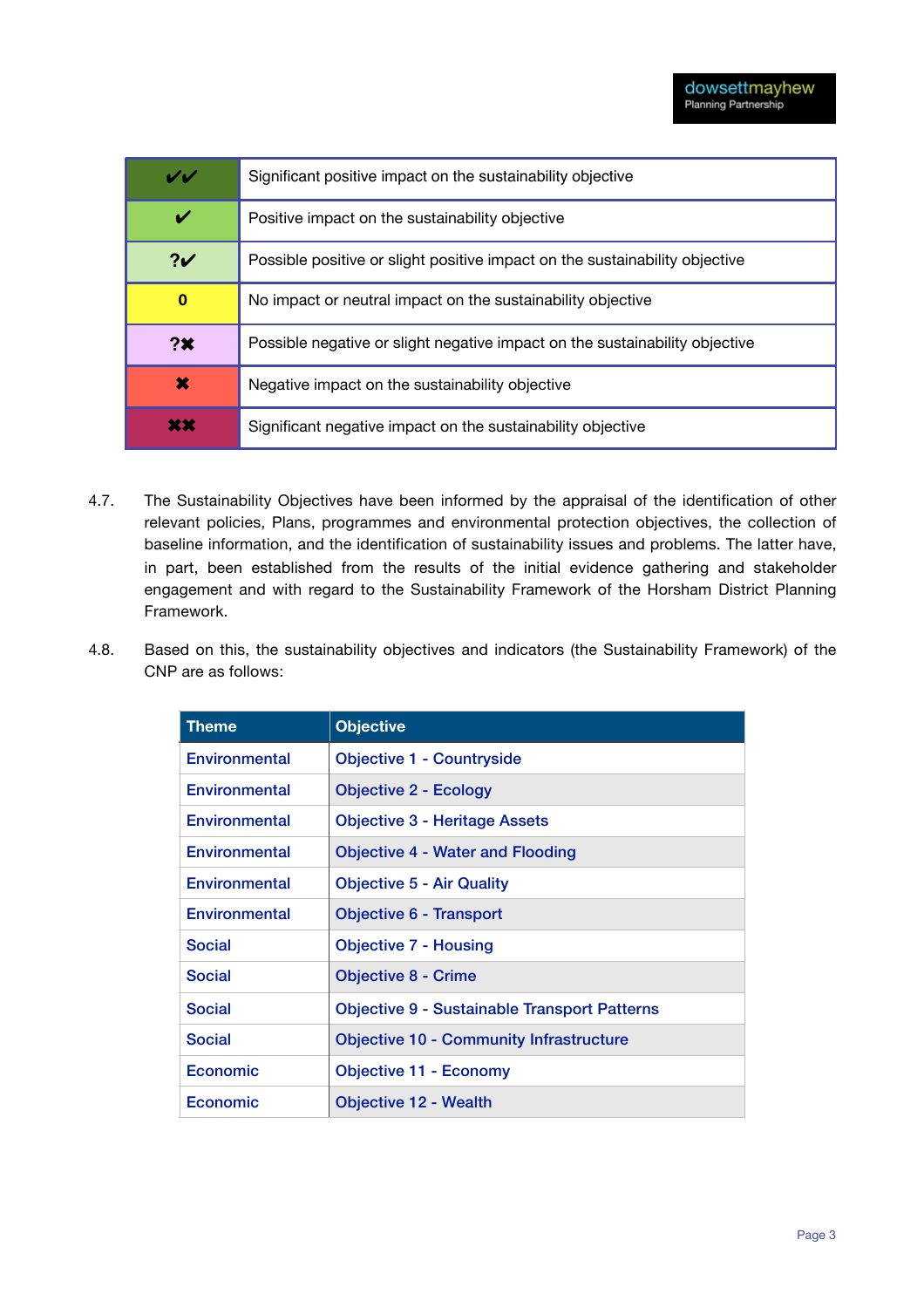| | |
|---|---|
| ✔✔ | Significant positive impact on the sustainability objective |
| ✔ | Positive impact on the sustainability objective |
| ?✔ | Possible positive or slight positive impact on the sustainability objective |
| 0 | No impact or neutral impact on the sustainability objective |
| ?✖ | Possible negative or slight negative impact on the sustainability objective |
| ✖ | Negative impact on the sustainability objective |
| ✖✖ | Significant negative impact on the sustainability objective |

4.7. The Sustainability Objectives have been informed by the appraisal of the identification of other relevant policies, Plans, programmes and environmental protection objectives, the collection of baseline information, and the identification of sustainability issues and problems. The latter have, in part, been established from the results of the initial evidence gathering and stakeholder engagement and with regard to the Sustainability Framework of the Horsham District Planning Framework.

4.8. Based on this, the sustainability objectives and indicators (the Sustainability Framework) of the CNP are as follows:

| Theme | Objective |
|---|---|
| Environmental | Objective 1 - Countryside |
| Environmental | Objective 2 - Ecology |
| Environmental | Objective 3 - Heritage Assets |
| Environmental | Objective 4 - Water and Flooding |
| Environmental | Objective 5 - Air Quality |
| Environmental | Objective 6 - Transport |
| Social | Objective 7 - Housing |
| Social | Objective 8 - Crime |
| Social | Objective 9 - Sustainable Transport Patterns |
| Social | Objective 10 - Community Infrastructure |
| Economic | Objective 11 - Economy |
| Economic | Objective 12 - Wealth |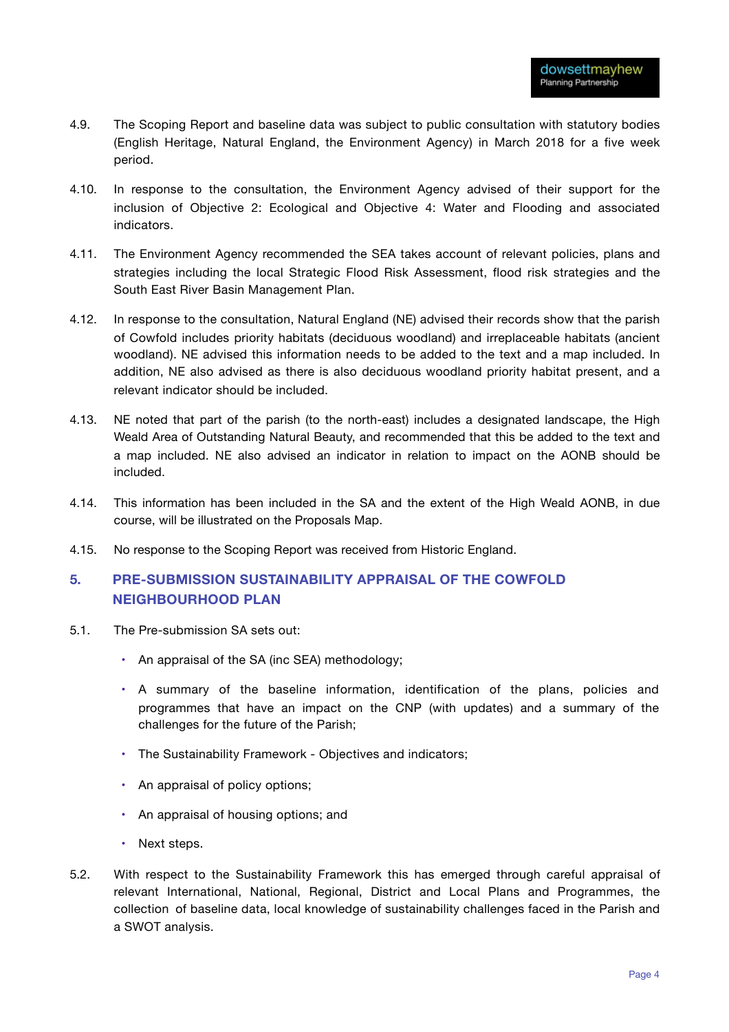4.9. The Scoping Report and baseline data was subject to public consultation with statutory bodies (English Heritage, Natural England, the Environment Agency) in March 2018 for a five week period.

4.10. In response to the consultation, the Environment Agency advised of their support for the inclusion of Objective 2: Ecological and Objective 4: Water and Flooding and associated indicators.

4.11. The Environment Agency recommended the SEA takes account of relevant policies, plans and strategies including the local Strategic Flood Risk Assessment, flood risk strategies and the South East River Basin Management Plan.

4.12. In response to the consultation, Natural England (NE) advised their records show that the parish of Cowfold includes priority habitats (deciduous woodland) and irreplaceable habitats (ancient woodland). NE advised this information needs to be added to the text and a map included. In addition, NE also advised as there is also deciduous woodland priority habitat present, and a relevant indicator should be included.

4.13. NE noted that part of the parish (to the north-east) includes a designated landscape, the High Weald Area of Outstanding Natural Beauty, and recommended that this be added to the text and a map included. NE also advised an indicator in relation to impact on the AONB should be included.

4.14. This information has been included in the SA and the extent of the High Weald AONB, in due course, will be illustrated on the Proposals Map.

4.15. No response to the Scoping Report was received from Historic England.

## 5. PRE-SUBMISSION SUSTAINABILITY APPRAISAL OF THE COWFOLD NEIGHBOURHOOD PLAN

5.1. The Pre-submission SA sets out:

- An appraisal of the SA (inc SEA) methodology;
- A summary of the baseline information, identification of the plans, policies and programmes that have an impact on the CNP (with updates) and a summary of the challenges for the future of the Parish;
- The Sustainability Framework - Objectives and indicators;
- An appraisal of policy options;
- An appraisal of housing options; and
- Next steps.

5.2. With respect to the Sustainability Framework this has emerged through careful appraisal of relevant International, National, Regional, District and Local Plans and Programmes, the collection of baseline data, local knowledge of sustainability challenges faced in the Parish and a SWOT analysis.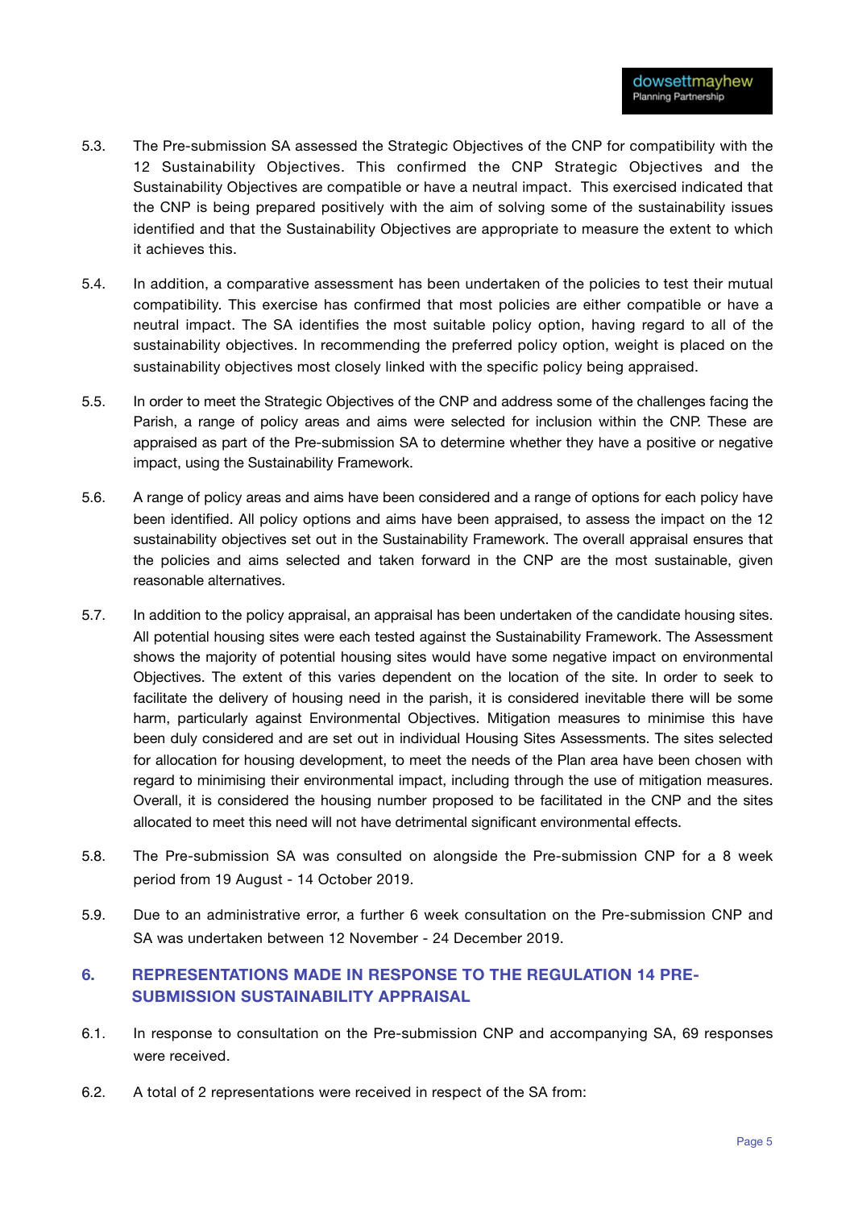5.3. The Pre-submission SA assessed the Strategic Objectives of the CNP for compatibility with the 12 Sustainability Objectives. This confirmed the CNP Strategic Objectives and the Sustainability Objectives are compatible or have a neutral impact. This exercised indicated that the CNP is being prepared positively with the aim of solving some of the sustainability issues identified and that the Sustainability Objectives are appropriate to measure the extent to which it achieves this.

5.4. In addition, a comparative assessment has been undertaken of the policies to test their mutual compatibility. This exercise has confirmed that most policies are either compatible or have a neutral impact. The SA identifies the most suitable policy option, having regard to all of the sustainability objectives. In recommending the preferred policy option, weight is placed on the sustainability objectives most closely linked with the specific policy being appraised.

5.5. In order to meet the Strategic Objectives of the CNP and address some of the challenges facing the Parish, a range of policy areas and aims were selected for inclusion within the CNP. These are appraised as part of the Pre-submission SA to determine whether they have a positive or negative impact, using the Sustainability Framework.

5.6. A range of policy areas and aims have been considered and a range of options for each policy have been identified. All policy options and aims have been appraised, to assess the impact on the 12 sustainability objectives set out in the Sustainability Framework. The overall appraisal ensures that the policies and aims selected and taken forward in the CNP are the most sustainable, given reasonable alternatives.

5.7. In addition to the policy appraisal, an appraisal has been undertaken of the candidate housing sites. All potential housing sites were each tested against the Sustainability Framework. The Assessment shows the majority of potential housing sites would have some negative impact on environmental Objectives. The extent of this varies dependent on the location of the site. In order to seek to facilitate the delivery of housing need in the parish, it is considered inevitable there will be some harm, particularly against Environmental Objectives. Mitigation measures to minimise this have been duly considered and are set out in individual Housing Sites Assessments. The sites selected for allocation for housing development, to meet the needs of the Plan area have been chosen with regard to minimising their environmental impact, including through the use of mitigation measures. Overall, it is considered the housing number proposed to be facilitated in the CNP and the sites allocated to meet this need will not have detrimental significant environmental effects.

5.8. The Pre-submission SA was consulted on alongside the Pre-submission CNP for a 8 week period from 19 August - 14 October 2019.

5.9. Due to an administrative error, a further 6 week consultation on the Pre-submission CNP and SA was undertaken between 12 November - 24 December 2019.

## 6. REPRESENTATIONS MADE IN RESPONSE TO THE REGULATION 14 PRE-SUBMISSION SUSTAINABILITY APPRAISAL

6.1. In response to consultation on the Pre-submission CNP and accompanying SA, 69 responses were received.

6.2. A total of 2 representations were received in respect of the SA from: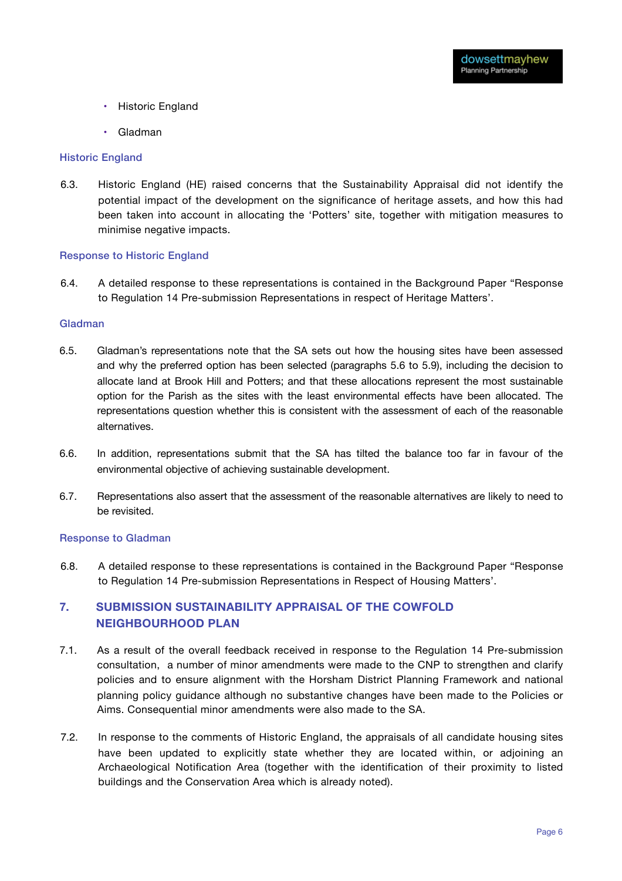- Historic England
- Gladman

### Historic England

6.3. Historic England (HE) raised concerns that the Sustainability Appraisal did not identify the potential impact of the development on the significance of heritage assets, and how this had been taken into account in allocating the 'Potters' site, together with mitigation measures to minimise negative impacts.

### Response to Historic England

6.4. A detailed response to these representations is contained in the Background Paper "Response to Regulation 14 Pre-submission Representations in respect of Heritage Matters'.

### Gladman

6.5. Gladman's representations note that the SA sets out how the housing sites have been assessed and why the preferred option has been selected (paragraphs 5.6 to 5.9), including the decision to allocate land at Brook Hill and Potters; and that these allocations represent the most sustainable option for the Parish as the sites with the least environmental effects have been allocated. The representations question whether this is consistent with the assessment of each of the reasonable alternatives.

6.6. In addition, representations submit that the SA has tilted the balance too far in favour of the environmental objective of achieving sustainable development.

6.7. Representations also assert that the assessment of the reasonable alternatives are likely to need to be revisited.

### Response to Gladman

6.8. A detailed response to these representations is contained in the Background Paper "Response to Regulation 14 Pre-submission Representations in Respect of Housing Matters'.

## 7. SUBMISSION SUSTAINABILITY APPRAISAL OF THE COWFOLD NEIGHBOURHOOD PLAN

7.1. As a result of the overall feedback received in response to the Regulation 14 Pre-submission consultation, a number of minor amendments were made to the CNP to strengthen and clarify policies and to ensure alignment with the Horsham District Planning Framework and national planning policy guidance although no substantive changes have been made to the Policies or Aims. Consequential minor amendments were also made to the SA.

7.2. In response to the comments of Historic England, the appraisals of all candidate housing sites have been updated to explicitly state whether they are located within, or adjoining an Archaeological Notification Area (together with the identification of their proximity to listed buildings and the Conservation Area which is already noted).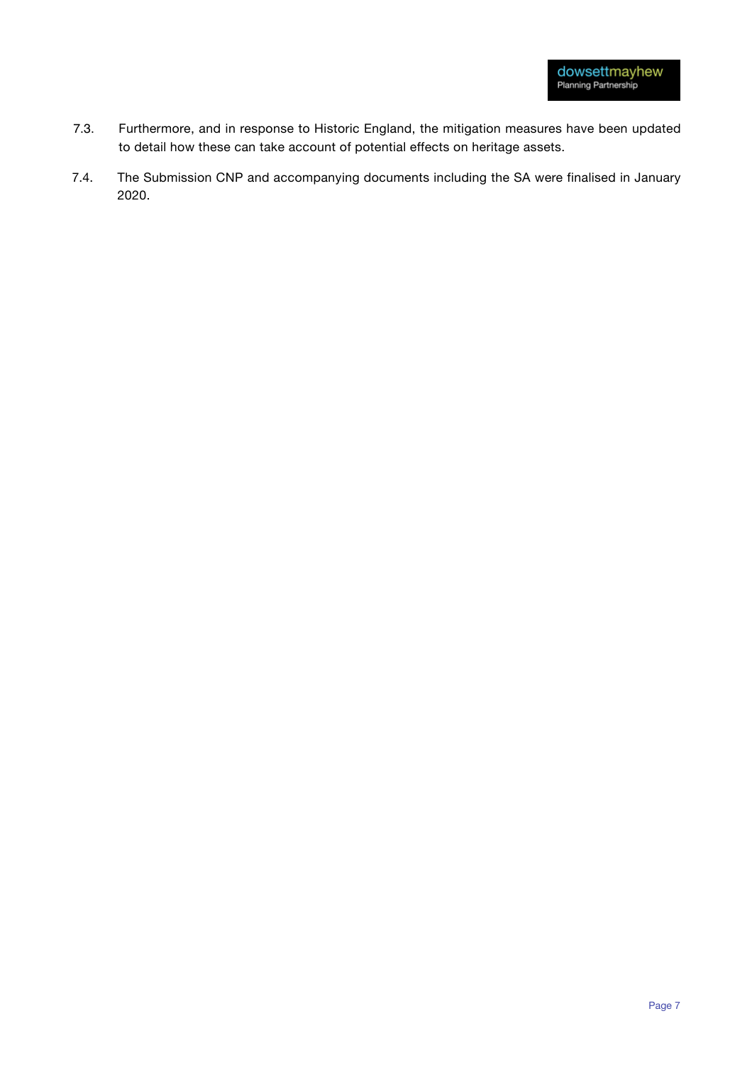7.3. Furthermore, and in response to Historic England, the mitigation measures have been updated to detail how these can take account of potential effects on heritage assets.

7.4. The Submission CNP and accompanying documents including the SA were finalised in January 2020.